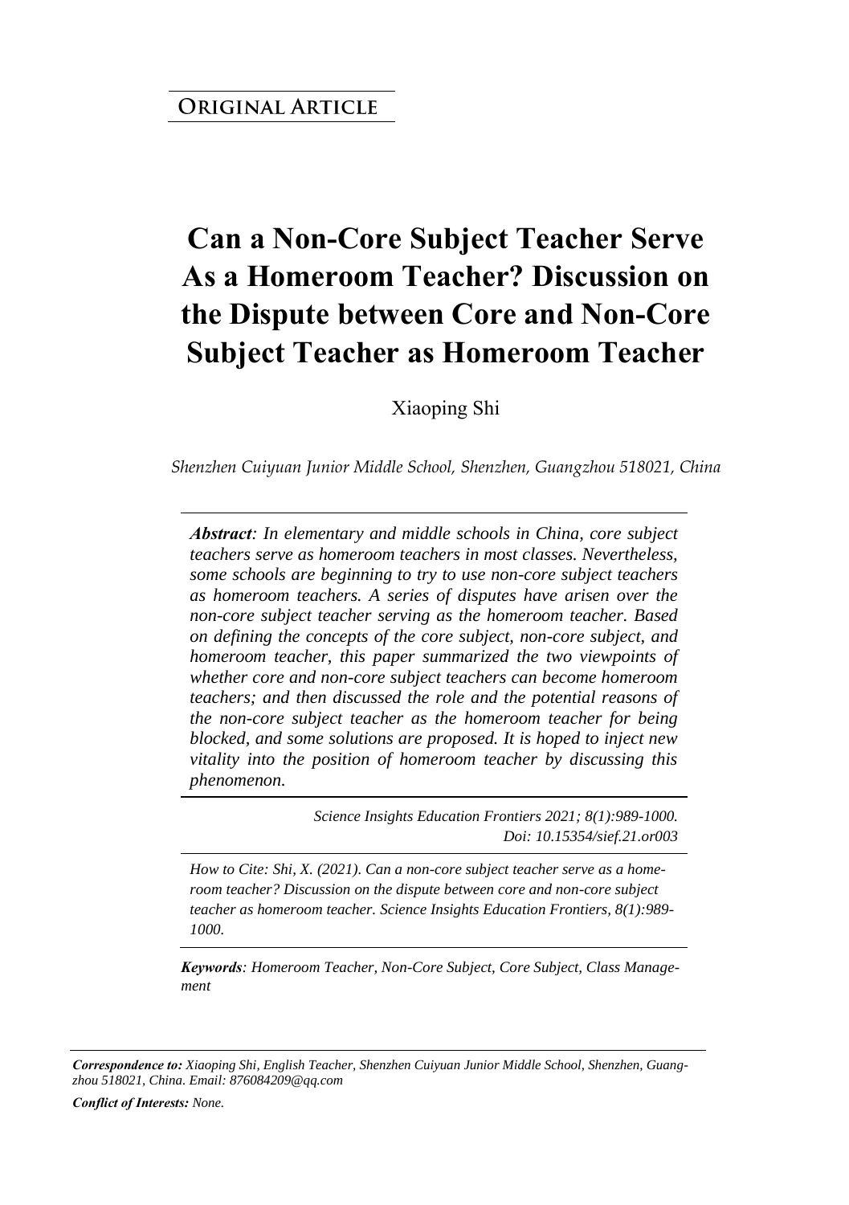**ORIGINAL ARTICLE**

# Can a Non-Core Subject Teacher Serve As a Homeroom Teacher? Discussion on the Dispute between Core and Non-Core Subject Teacher as Homeroom Teacher

Xiaoping Shi

*Shenzhen Cuiyuan Junior Middle School, Shenzhen, Guangzhou 518021, China*

***Abstract**: In elementary and middle schools in China, core subject teachers serve as homeroom teachers in most classes. Nevertheless, some schools are beginning to try to use non-core subject teachers as homeroom teachers. A series of disputes have arisen over the non-core subject teacher serving as the homeroom teacher. Based on defining the concepts of the core subject, non-core subject, and homeroom teacher, this paper summarized the two viewpoints of whether core and non-core subject teachers can become homeroom teachers; and then discussed the role and the potential reasons of the non-core subject teacher as the homeroom teacher for being blocked, and some solutions are proposed. It is hoped to inject new vitality into the position of homeroom teacher by discussing this phenomenon.*

*Science Insights Education Frontiers 2021; 8(1):989-1000.*
*Doi: 10.15354/sief.21.or003*

*How to Cite: Shi, X. (2021). Can a non-core subject teacher serve as a homeroom teacher? Discussion on the dispute between core and non-core subject teacher as homeroom teacher. Science Insights Education Frontiers, 8(1):989-1000.*

***Keywords**: Homeroom Teacher, Non-Core Subject, Core Subject, Class Management*

***Correspondence to:** Xiaoping Shi, English Teacher, Shenzhen Cuiyuan Junior Middle School, Shenzhen, Guangzhou 518021, China. Email: 876084209@qq.com*

***Conflict of Interests:** None.*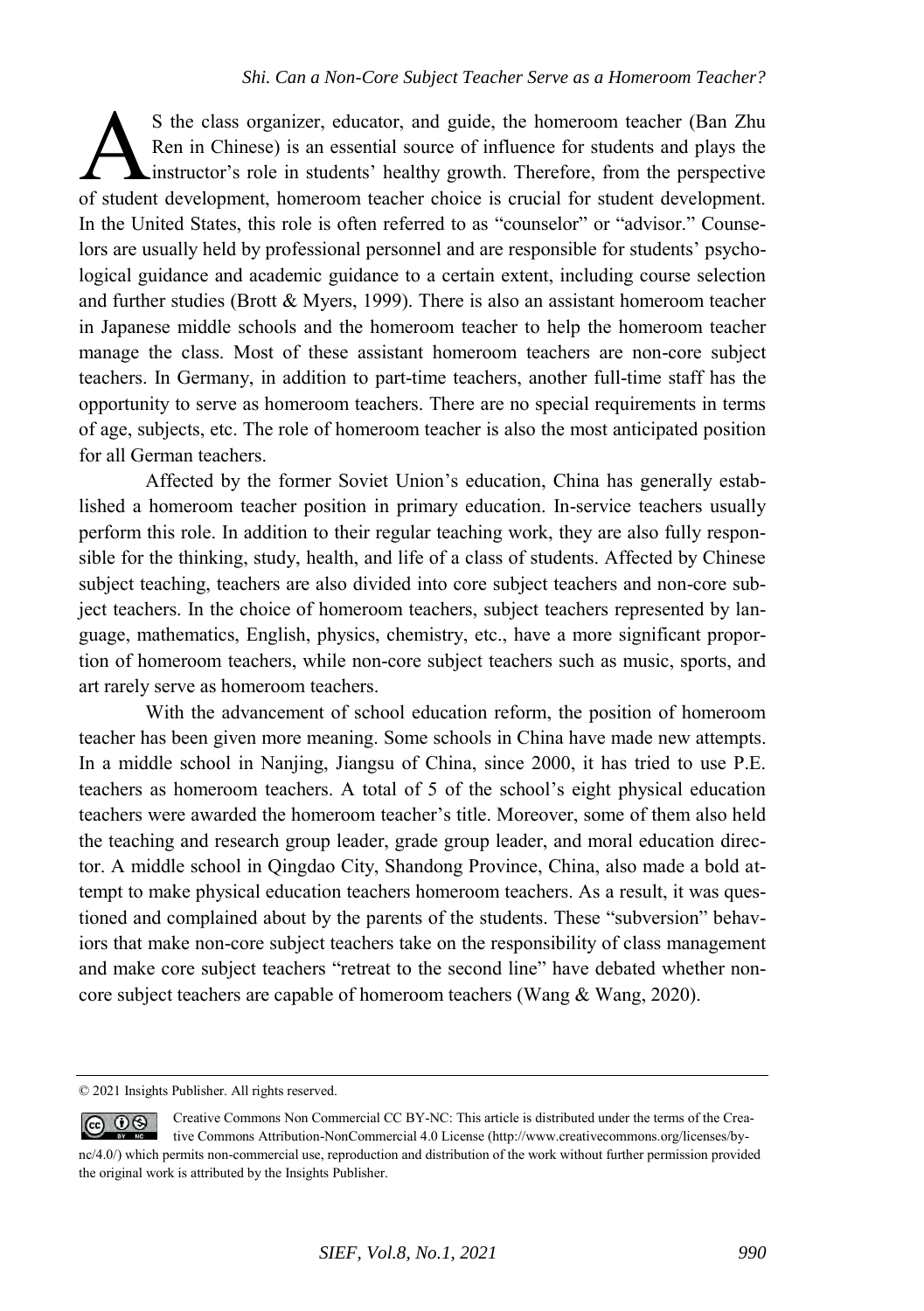AS the class organizer, educator, and guide, the homeroom teacher (Ban Zhu Ren in Chinese) is an essential source of influence for students and plays the instructor's role in students' healthy growth. Therefore, from the perspective of student development, homeroom teacher choice is crucial for student development. In the United States, this role is often referred to as "counselor" or "advisor." Counselors are usually held by professional personnel and are responsible for students' psychological guidance and academic guidance to a certain extent, including course selection and further studies (Brott & Myers, 1999). There is also an assistant homeroom teacher in Japanese middle schools and the homeroom teacher to help the homeroom teacher manage the class. Most of these assistant homeroom teachers are non-core subject teachers. In Germany, in addition to part-time teachers, another full-time staff has the opportunity to serve as homeroom teachers. There are no special requirements in terms of age, subjects, etc. The role of homeroom teacher is also the most anticipated position for all German teachers.

Affected by the former Soviet Union's education, China has generally established a homeroom teacher position in primary education. In-service teachers usually perform this role. In addition to their regular teaching work, they are also fully responsible for the thinking, study, health, and life of a class of students. Affected by Chinese subject teaching, teachers are also divided into core subject teachers and non-core subject teachers. In the choice of homeroom teachers, subject teachers represented by language, mathematics, English, physics, chemistry, etc., have a more significant proportion of homeroom teachers, while non-core subject teachers such as music, sports, and art rarely serve as homeroom teachers.

With the advancement of school education reform, the position of homeroom teacher has been given more meaning. Some schools in China have made new attempts. In a middle school in Nanjing, Jiangsu of China, since 2000, it has tried to use P.E. teachers as homeroom teachers. A total of 5 of the school's eight physical education teachers were awarded the homeroom teacher's title. Moreover, some of them also held the teaching and research group leader, grade group leader, and moral education director. A middle school in Qingdao City, Shandong Province, China, also made a bold attempt to make physical education teachers homeroom teachers. As a result, it was questioned and complained about by the parents of the students. These "subversion" behaviors that make non-core subject teachers take on the responsibility of class management and make core subject teachers "retreat to the second line" have debated whether non-core subject teachers are capable of homeroom teachers (Wang & Wang, 2020).

---

© 2021 Insights Publisher. All rights reserved.

Creative Commons Non Commercial CC BY-NC: This article is distributed under the terms of the Creative Commons Attribution-NonCommercial 4.0 License (http://www.creativecommons.org/licenses/by-nc/4.0/) which permits non-commercial use, reproduction and distribution of the work without further permission provided the original work is attributed by the Insights Publisher.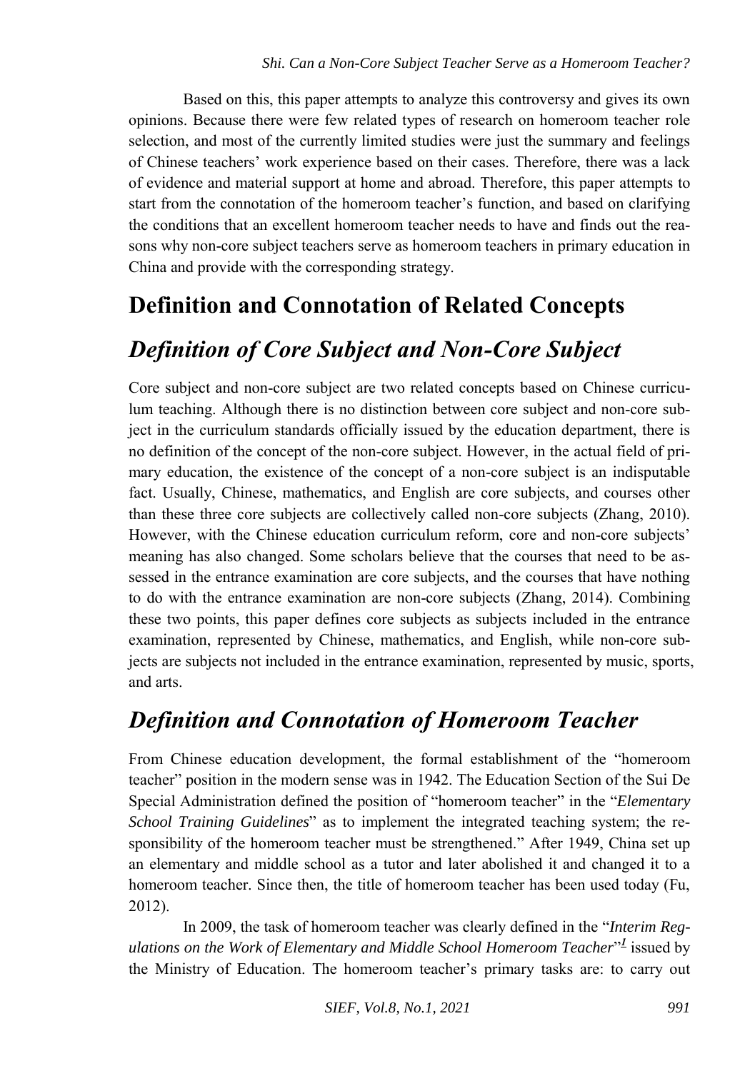Based on this, this paper attempts to analyze this controversy and gives its own opinions. Because there were few related types of research on homeroom teacher role selection, and most of the currently limited studies were just the summary and feelings of Chinese teachers' work experience based on their cases. Therefore, there was a lack of evidence and material support at home and abroad. Therefore, this paper attempts to start from the connotation of the homeroom teacher's function, and based on clarifying the conditions that an excellent homeroom teacher needs to have and finds out the reasons why non-core subject teachers serve as homeroom teachers in primary education in China and provide with the corresponding strategy.

# Definition and Connotation of Related Concepts

## *Definition of Core Subject and Non-Core Subject*

Core subject and non-core subject are two related concepts based on Chinese curriculum teaching. Although there is no distinction between core subject and non-core subject in the curriculum standards officially issued by the education department, there is no definition of the concept of the non-core subject. However, in the actual field of primary education, the existence of the concept of a non-core subject is an indisputable fact. Usually, Chinese, mathematics, and English are core subjects, and courses other than these three core subjects are collectively called non-core subjects (Zhang, 2010). However, with the Chinese education curriculum reform, core and non-core subjects' meaning has also changed. Some scholars believe that the courses that need to be assessed in the entrance examination are core subjects, and the courses that have nothing to do with the entrance examination are non-core subjects (Zhang, 2014). Combining these two points, this paper defines core subjects as subjects included in the entrance examination, represented by Chinese, mathematics, and English, while non-core subjects are subjects not included in the entrance examination, represented by music, sports, and arts.

## *Definition and Connotation of Homeroom Teacher*

From Chinese education development, the formal establishment of the "homeroom teacher" position in the modern sense was in 1942. The Education Section of the Sui De Special Administration defined the position of "homeroom teacher" in the "*Elementary School Training Guidelines*" as to implement the integrated teaching system; the responsibility of the homeroom teacher must be strengthened." After 1949, China set up an elementary and middle school as a tutor and later abolished it and changed it to a homeroom teacher. Since then, the title of homeroom teacher has been used today (Fu, 2012).

In 2009, the task of homeroom teacher was clearly defined in the "*Interim Regulations on the Work of Elementary and Middle School Homeroom Teacher*"[1] issued by the Ministry of Education. The homeroom teacher's primary tasks are: to carry out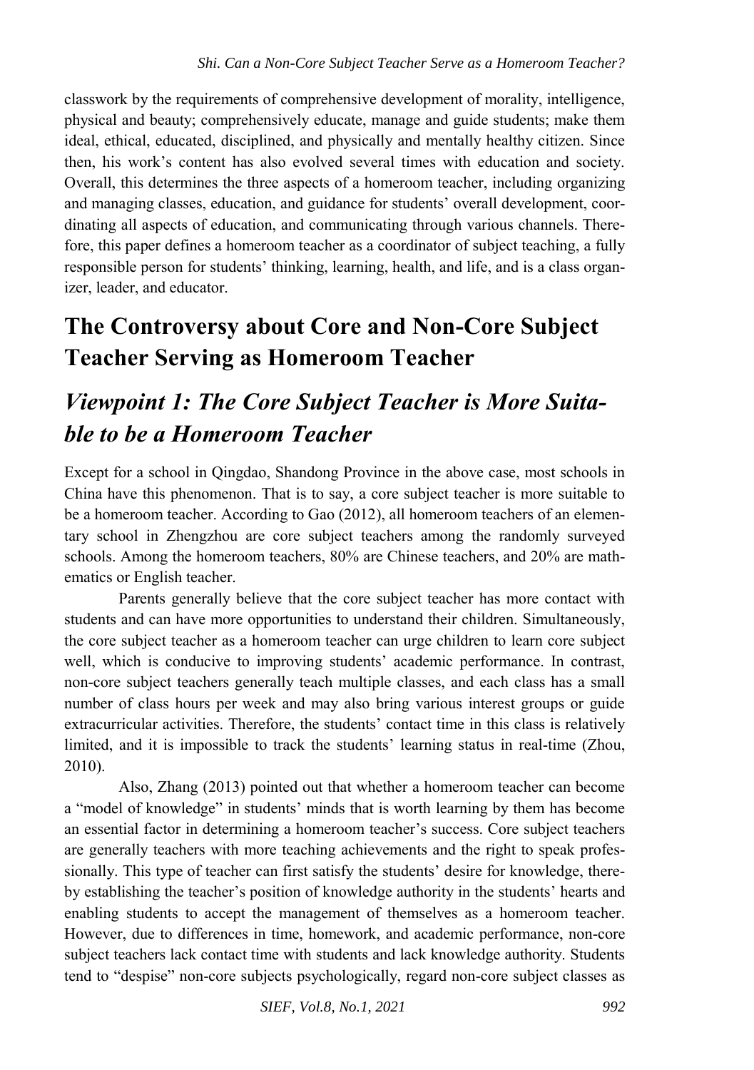classwork by the requirements of comprehensive development of morality, intelligence, physical and beauty; comprehensively educate, manage and guide students; make them ideal, ethical, educated, disciplined, and physically and mentally healthy citizen. Since then, his work's content has also evolved several times with education and society. Overall, this determines the three aspects of a homeroom teacher, including organizing and managing classes, education, and guidance for students' overall development, coordinating all aspects of education, and communicating through various channels. Therefore, this paper defines a homeroom teacher as a coordinator of subject teaching, a fully responsible person for students' thinking, learning, health, and life, and is a class organizer, leader, and educator.

# The Controversy about Core and Non-Core Subject Teacher Serving as Homeroom Teacher

## *Viewpoint 1: The Core Subject Teacher is More Suitable to be a Homeroom Teacher*

Except for a school in Qingdao, Shandong Province in the above case, most schools in China have this phenomenon. That is to say, a core subject teacher is more suitable to be a homeroom teacher. According to Gao (2012), all homeroom teachers of an elementary school in Zhengzhou are core subject teachers among the randomly surveyed schools. Among the homeroom teachers, 80% are Chinese teachers, and 20% are mathematics or English teacher.

Parents generally believe that the core subject teacher has more contact with students and can have more opportunities to understand their children. Simultaneously, the core subject teacher as a homeroom teacher can urge children to learn core subject well, which is conducive to improving students' academic performance. In contrast, non-core subject teachers generally teach multiple classes, and each class has a small number of class hours per week and may also bring various interest groups or guide extracurricular activities. Therefore, the students' contact time in this class is relatively limited, and it is impossible to track the students' learning status in real-time (Zhou, 2010).

Also, Zhang (2013) pointed out that whether a homeroom teacher can become a "model of knowledge" in students' minds that is worth learning by them has become an essential factor in determining a homeroom teacher's success. Core subject teachers are generally teachers with more teaching achievements and the right to speak professionally. This type of teacher can first satisfy the students' desire for knowledge, thereby establishing the teacher's position of knowledge authority in the students' hearts and enabling students to accept the management of themselves as a homeroom teacher. However, due to differences in time, homework, and academic performance, non-core subject teachers lack contact time with students and lack knowledge authority. Students tend to "despise" non-core subjects psychologically, regard non-core subject classes as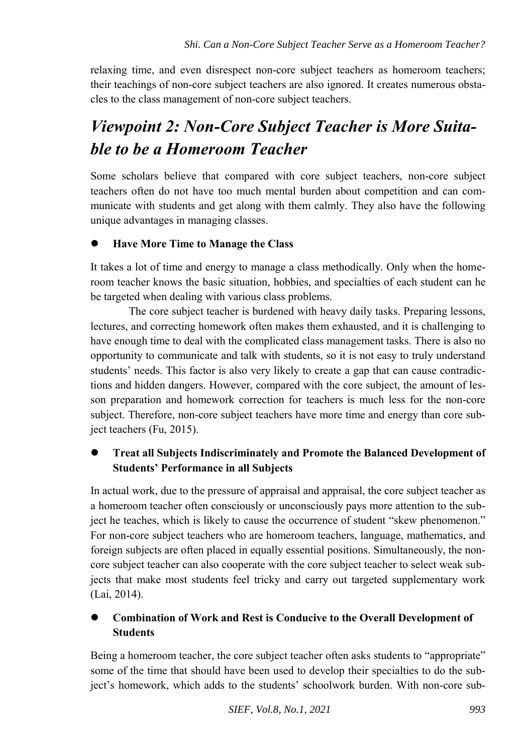relaxing time, and even disrespect non-core subject teachers as homeroom teachers; their teachings of non-core subject teachers are also ignored. It creates numerous obstacles to the class management of non-core subject teachers.

## *Viewpoint 2: Non-Core Subject Teacher is More Suitable to be a Homeroom Teacher*

Some scholars believe that compared with core subject teachers, non-core subject teachers often do not have too much mental burden about competition and can communicate with students and get along with them calmly. They also have the following unique advantages in managing classes.

- **Have More Time to Manage the Class**

It takes a lot of time and energy to manage a class methodically. Only when the homeroom teacher knows the basic situation, hobbies, and specialties of each student can he be targeted when dealing with various class problems.

The core subject teacher is burdened with heavy daily tasks. Preparing lessons, lectures, and correcting homework often makes them exhausted, and it is challenging to have enough time to deal with the complicated class management tasks. There is also no opportunity to communicate and talk with students, so it is not easy to truly understand students' needs. This factor is also very likely to create a gap that can cause contradictions and hidden dangers. However, compared with the core subject, the amount of lesson preparation and homework correction for teachers is much less for the non-core subject. Therefore, non-core subject teachers have more time and energy than core subject teachers (Fu, 2015).

- **Treat all Subjects Indiscriminately and Promote the Balanced Development of Students' Performance in all Subjects**

In actual work, due to the pressure of appraisal and appraisal, the core subject teacher as a homeroom teacher often consciously or unconsciously pays more attention to the subject he teaches, which is likely to cause the occurrence of student "skew phenomenon." For non-core subject teachers who are homeroom teachers, language, mathematics, and foreign subjects are often placed in equally essential positions. Simultaneously, the non-core subject teacher can also cooperate with the core subject teacher to select weak subjects that make most students feel tricky and carry out targeted supplementary work (Lai, 2014).

- **Combination of Work and Rest is Conducive to the Overall Development of Students**

Being a homeroom teacher, the core subject teacher often asks students to "appropriate" some of the time that should have been used to develop their specialties to do the subject's homework, which adds to the students' schoolwork burden. With non-core sub-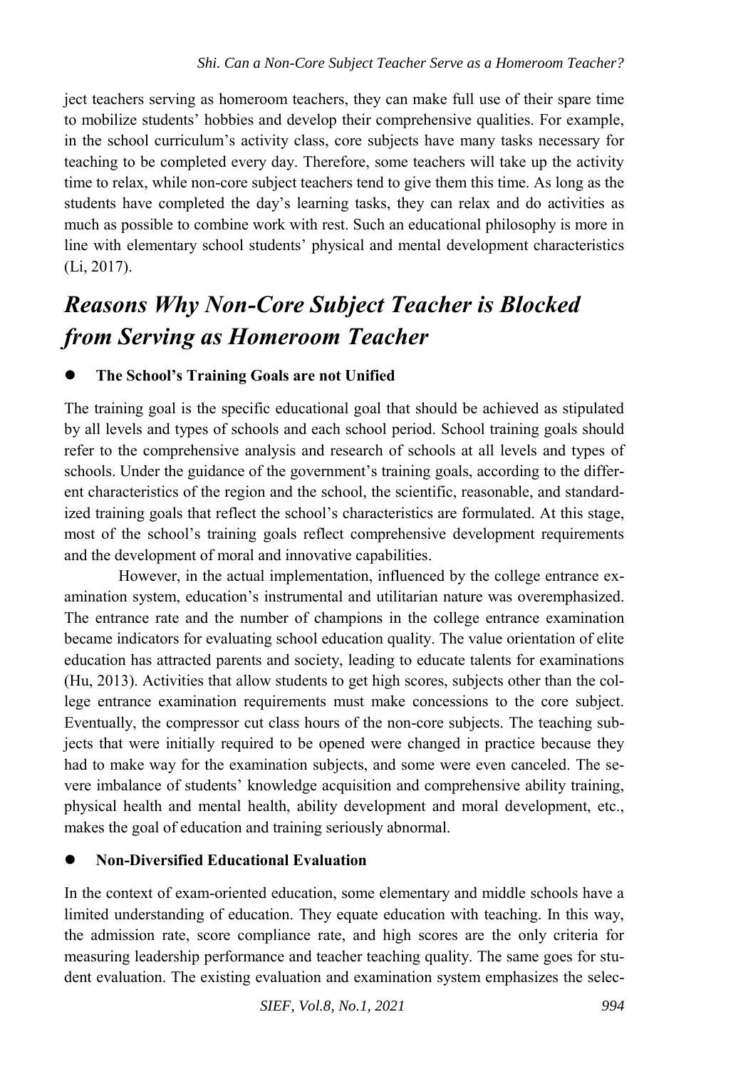ject teachers serving as homeroom teachers, they can make full use of their spare time to mobilize students' hobbies and develop their comprehensive qualities. For example, in the school curriculum's activity class, core subjects have many tasks necessary for teaching to be completed every day. Therefore, some teachers will take up the activity time to relax, while non-core subject teachers tend to give them this time. As long as the students have completed the day's learning tasks, they can relax and do activities as much as possible to combine work with rest. Such an educational philosophy is more in line with elementary school students' physical and mental development characteristics (Li, 2017).

## *Reasons Why Non-Core Subject Teacher is Blocked from Serving as Homeroom Teacher*

- **The School's Training Goals are not Unified**

The training goal is the specific educational goal that should be achieved as stipulated by all levels and types of schools and each school period. School training goals should refer to the comprehensive analysis and research of schools at all levels and types of schools. Under the guidance of the government's training goals, according to the different characteristics of the region and the school, the scientific, reasonable, and standardized training goals that reflect the school's characteristics are formulated. At this stage, most of the school's training goals reflect comprehensive development requirements and the development of moral and innovative capabilities.

However, in the actual implementation, influenced by the college entrance examination system, education's instrumental and utilitarian nature was overemphasized. The entrance rate and the number of champions in the college entrance examination became indicators for evaluating school education quality. The value orientation of elite education has attracted parents and society, leading to educate talents for examinations (Hu, 2013). Activities that allow students to get high scores, subjects other than the college entrance examination requirements must make concessions to the core subject. Eventually, the compressor cut class hours of the non-core subjects. The teaching subjects that were initially required to be opened were changed in practice because they had to make way for the examination subjects, and some were even canceled. The severe imbalance of students' knowledge acquisition and comprehensive ability training, physical health and mental health, ability development and moral development, etc., makes the goal of education and training seriously abnormal.

- **Non-Diversified Educational Evaluation**

In the context of exam-oriented education, some elementary and middle schools have a limited understanding of education. They equate education with teaching. In this way, the admission rate, score compliance rate, and high scores are the only criteria for measuring leadership performance and teacher teaching quality. The same goes for student evaluation. The existing evaluation and examination system emphasizes the selec-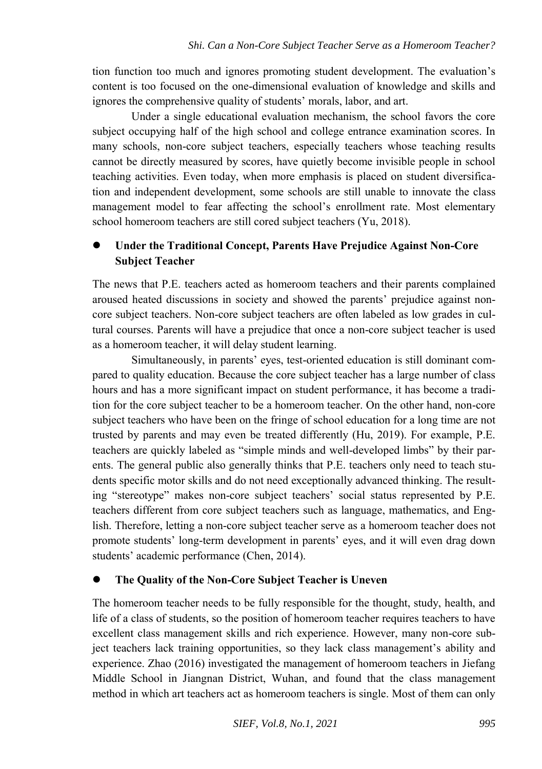tion function too much and ignores promoting student development. The evaluation's content is too focused on the one-dimensional evaluation of knowledge and skills and ignores the comprehensive quality of students' morals, labor, and art.

Under a single educational evaluation mechanism, the school favors the core subject occupying half of the high school and college entrance examination scores. In many schools, non-core subject teachers, especially teachers whose teaching results cannot be directly measured by scores, have quietly become invisible people in school teaching activities. Even today, when more emphasis is placed on student diversification and independent development, some schools are still unable to innovate the class management model to fear affecting the school's enrollment rate. Most elementary school homeroom teachers are still cored subject teachers (Yu, 2018).

- **Under the Traditional Concept, Parents Have Prejudice Against Non-Core Subject Teacher**

The news that P.E. teachers acted as homeroom teachers and their parents complained aroused heated discussions in society and showed the parents' prejudice against non-core subject teachers. Non-core subject teachers are often labeled as low grades in cultural courses. Parents will have a prejudice that once a non-core subject teacher is used as a homeroom teacher, it will delay student learning.

Simultaneously, in parents' eyes, test-oriented education is still dominant compared to quality education. Because the core subject teacher has a large number of class hours and has a more significant impact on student performance, it has become a tradition for the core subject teacher to be a homeroom teacher. On the other hand, non-core subject teachers who have been on the fringe of school education for a long time are not trusted by parents and may even be treated differently (Hu, 2019). For example, P.E. teachers are quickly labeled as "simple minds and well-developed limbs" by their parents. The general public also generally thinks that P.E. teachers only need to teach students specific motor skills and do not need exceptionally advanced thinking. The resulting "stereotype" makes non-core subject teachers' social status represented by P.E. teachers different from core subject teachers such as language, mathematics, and English. Therefore, letting a non-core subject teacher serve as a homeroom teacher does not promote students' long-term development in parents' eyes, and it will even drag down students' academic performance (Chen, 2014).

- **The Quality of the Non-Core Subject Teacher is Uneven**

The homeroom teacher needs to be fully responsible for the thought, study, health, and life of a class of students, so the position of homeroom teacher requires teachers to have excellent class management skills and rich experience. However, many non-core subject teachers lack training opportunities, so they lack class management's ability and experience. Zhao (2016) investigated the management of homeroom teachers in Jiefang Middle School in Jiangnan District, Wuhan, and found that the class management method in which art teachers act as homeroom teachers is single. Most of them can only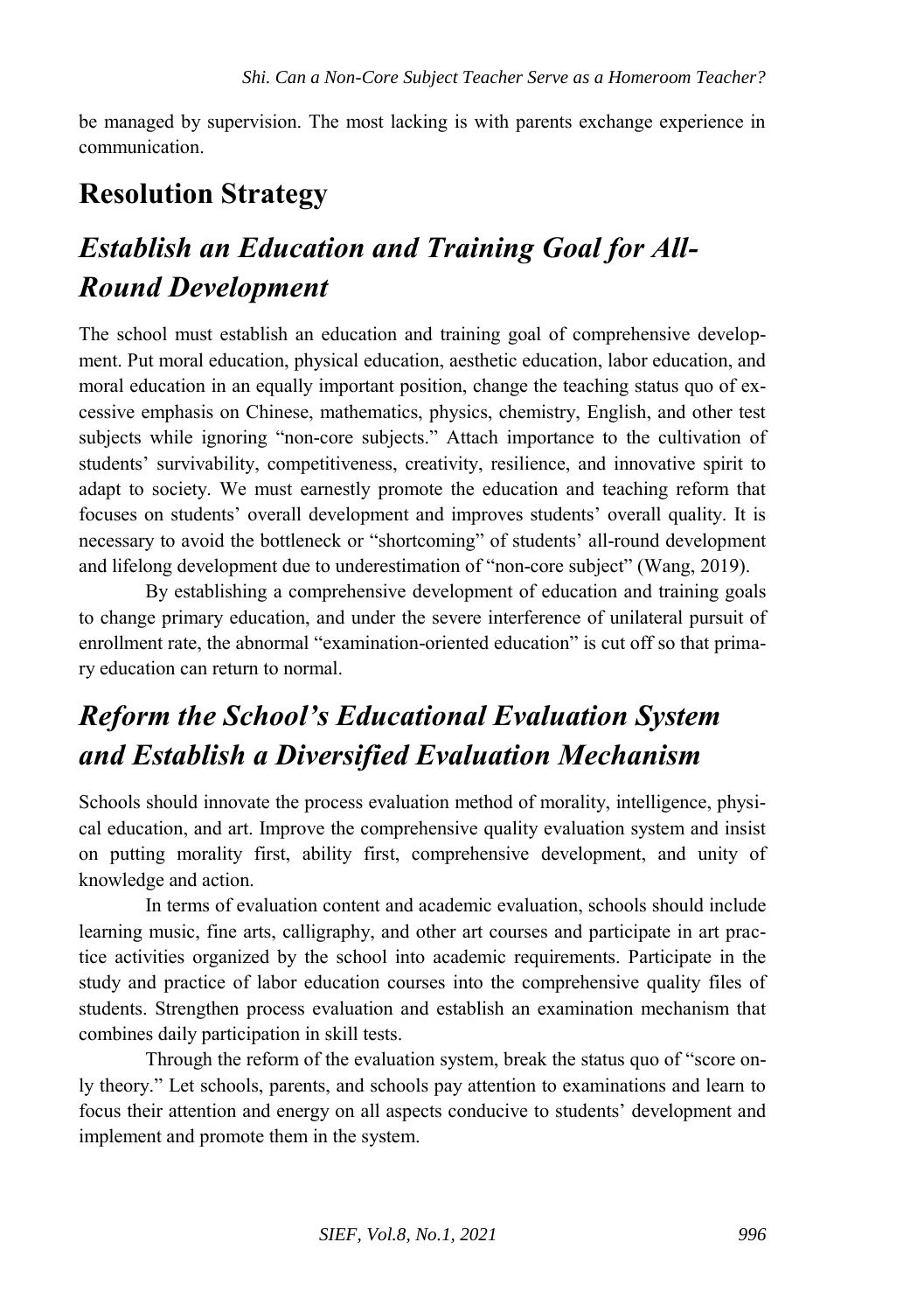be managed by supervision. The most lacking is with parents exchange experience in communication.

## Resolution Strategy

### *Establish an Education and Training Goal for All-Round Development*

The school must establish an education and training goal of comprehensive development. Put moral education, physical education, aesthetic education, labor education, and moral education in an equally important position, change the teaching status quo of excessive emphasis on Chinese, mathematics, physics, chemistry, English, and other test subjects while ignoring "non-core subjects." Attach importance to the cultivation of students' survivability, competitiveness, creativity, resilience, and innovative spirit to adapt to society. We must earnestly promote the education and teaching reform that focuses on students' overall development and improves students' overall quality. It is necessary to avoid the bottleneck or "shortcoming" of students' all-round development and lifelong development due to underestimation of "non-core subject" (Wang, 2019).

By establishing a comprehensive development of education and training goals to change primary education, and under the severe interference of unilateral pursuit of enrollment rate, the abnormal "examination-oriented education" is cut off so that primary education can return to normal.

### *Reform the School's Educational Evaluation System and Establish a Diversified Evaluation Mechanism*

Schools should innovate the process evaluation method of morality, intelligence, physical education, and art. Improve the comprehensive quality evaluation system and insist on putting morality first, ability first, comprehensive development, and unity of knowledge and action.

In terms of evaluation content and academic evaluation, schools should include learning music, fine arts, calligraphy, and other art courses and participate in art practice activities organized by the school into academic requirements. Participate in the study and practice of labor education courses into the comprehensive quality files of students. Strengthen process evaluation and establish an examination mechanism that combines daily participation in skill tests.

Through the reform of the evaluation system, break the status quo of "score only theory." Let schools, parents, and schools pay attention to examinations and learn to focus their attention and energy on all aspects conducive to students' development and implement and promote them in the system.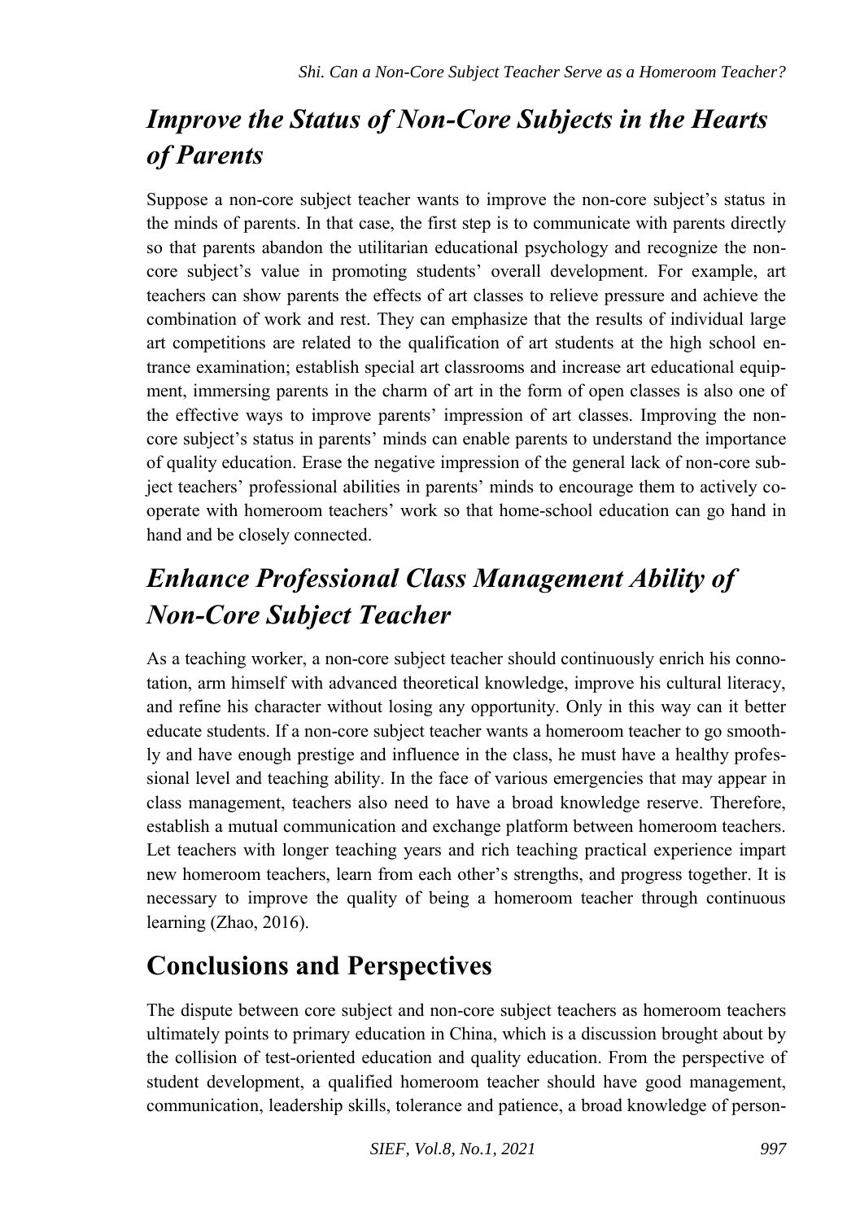## *Improve the Status of Non-Core Subjects in the Hearts of Parents*

Suppose a non-core subject teacher wants to improve the non-core subject's status in the minds of parents. In that case, the first step is to communicate with parents directly so that parents abandon the utilitarian educational psychology and recognize the non-core subject's value in promoting students' overall development. For example, art teachers can show parents the effects of art classes to relieve pressure and achieve the combination of work and rest. They can emphasize that the results of individual large art competitions are related to the qualification of art students at the high school entrance examination; establish special art classrooms and increase art educational equipment, immersing parents in the charm of art in the form of open classes is also one of the effective ways to improve parents' impression of art classes. Improving the non-core subject's status in parents' minds can enable parents to understand the importance of quality education. Erase the negative impression of the general lack of non-core subject teachers' professional abilities in parents' minds to encourage them to actively cooperate with homeroom teachers' work so that home-school education can go hand in hand and be closely connected.

## *Enhance Professional Class Management Ability of Non-Core Subject Teacher*

As a teaching worker, a non-core subject teacher should continuously enrich his connotation, arm himself with advanced theoretical knowledge, improve his cultural literacy, and refine his character without losing any opportunity. Only in this way can it better educate students. If a non-core subject teacher wants a homeroom teacher to go smoothly and have enough prestige and influence in the class, he must have a healthy professional level and teaching ability. In the face of various emergencies that may appear in class management, teachers also need to have a broad knowledge reserve. Therefore, establish a mutual communication and exchange platform between homeroom teachers. Let teachers with longer teaching years and rich teaching practical experience impart new homeroom teachers, learn from each other's strengths, and progress together. It is necessary to improve the quality of being a homeroom teacher through continuous learning (Zhao, 2016).

# Conclusions and Perspectives

The dispute between core subject and non-core subject teachers as homeroom teachers ultimately points to primary education in China, which is a discussion brought about by the collision of test-oriented education and quality education. From the perspective of student development, a qualified homeroom teacher should have good management, communication, leadership skills, tolerance and patience, a broad knowledge of person-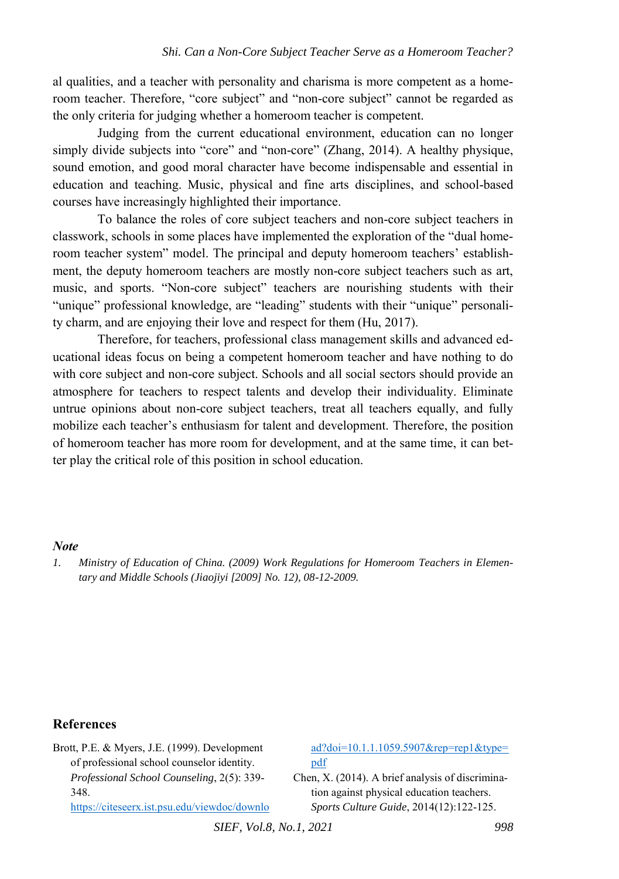al qualities, and a teacher with personality and charisma is more competent as a homeroom teacher. Therefore, "core subject" and "non-core subject" cannot be regarded as the only criteria for judging whether a homeroom teacher is competent.

Judging from the current educational environment, education can no longer simply divide subjects into "core" and "non-core" (Zhang, 2014). A healthy physique, sound emotion, and good moral character have become indispensable and essential in education and teaching. Music, physical and fine arts disciplines, and school-based courses have increasingly highlighted their importance.

To balance the roles of core subject teachers and non-core subject teachers in classwork, schools in some places have implemented the exploration of the "dual homeroom teacher system" model. The principal and deputy homeroom teachers' establishment, the deputy homeroom teachers are mostly non-core subject teachers such as art, music, and sports. "Non-core subject" teachers are nourishing students with their "unique" professional knowledge, are "leading" students with their "unique" personality charm, and are enjoying their love and respect for them (Hu, 2017).

Therefore, for teachers, professional class management skills and advanced educational ideas focus on being a competent homeroom teacher and have nothing to do with core subject and non-core subject. Schools and all social sectors should provide an atmosphere for teachers to respect talents and develop their individuality. Eliminate untrue opinions about non-core subject teachers, treat all teachers equally, and fully mobilize each teacher's enthusiasm for talent and development. Therefore, the position of homeroom teacher has more room for development, and at the same time, it can better play the critical role of this position in school education.

***Note***

1. *Ministry of Education of China. (2009) Work Regulations for Homeroom Teachers in Elementary and Middle Schools (Jiaojiyi [2009] No. 12), 08-12-2009.*

## References

Brott, P.E. & Myers, J.E. (1999). Development of professional school counselor identity. *Professional School Counseling*, 2(5): 339-348. https://citeseerx.ist.psu.edu/viewdoc/download?doi=10.1.1.1059.5907&rep=rep1&type=pdf

Chen, X. (2014). A brief analysis of discrimination against physical education teachers. *Sports Culture Guide*, 2014(12):122-125.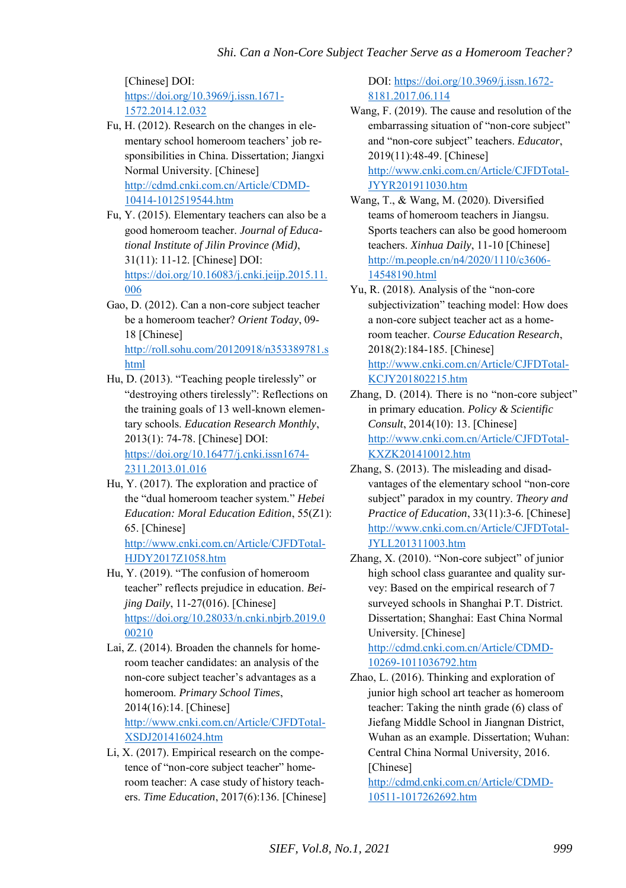[Chinese] DOI: https://doi.org/10.3969/j.issn.1671-1572.2014.12.032

Fu, H. (2012). Research on the changes in elementary school homeroom teachers' job responsibilities in China. Dissertation; Jiangxi Normal University. [Chinese] http://cdmd.cnki.com.cn/Article/CDMD-10414-1012519544.htm

Fu, Y. (2015). Elementary teachers can also be a good homeroom teacher. *Journal of Educational Institute of Jilin Province (Mid)*, 31(11): 11-12. [Chinese] DOI: https://doi.org/10.16083/j.cnki.jeijp.2015.11.006

Gao, D. (2012). Can a non-core subject teacher be a homeroom teacher? *Orient Today*, 09-18 [Chinese] http://roll.sohu.com/20120918/n353389781.shtml

Hu, D. (2013). "Teaching people tirelessly" or "destroying others tirelessly": Reflections on the training goals of 13 well-known elementary schools. *Education Research Monthly*, 2013(1): 74-78. [Chinese] DOI: https://doi.org/10.16477/j.cnki.issn1674-2311.2013.01.016

Hu, Y. (2017). The exploration and practice of the "dual homeroom teacher system." *Hebei Education: Moral Education Edition*, 55(Z1): 65. [Chinese] http://www.cnki.com.cn/Article/CJFDTotal-HJDY2017Z1058.htm

Hu, Y. (2019). "The confusion of homeroom teacher" reflects prejudice in education. *Beijing Daily*, 11-27(016). [Chinese] https://doi.org/10.28033/n.cnki.nbjrb.2019.000210

Lai, Z. (2014). Broaden the channels for homeroom teacher candidates: an analysis of the non-core subject teacher's advantages as a homeroom. *Primary School Times*, 2014(16):14. [Chinese] http://www.cnki.com.cn/Article/CJFDTotal-XSDJ201416024.htm

Li, X. (2017). Empirical research on the competence of "non-core subject teacher" homeroom teacher: A case study of history teachers. *Time Education*, 2017(6):136. [Chinese] DOI: https://doi.org/10.3969/j.issn.1672-8181.2017.06.114

Wang, F. (2019). The cause and resolution of the embarrassing situation of "non-core subject" and "non-core subject" teachers. *Educator*, 2019(11):48-49. [Chinese] http://www.cnki.com.cn/Article/CJFDTotal-JYYR201911030.htm

Wang, T., & Wang, M. (2020). Diversified teams of homeroom teachers in Jiangsu. Sports teachers can also be good homeroom teachers. *Xinhua Daily*, 11-10 [Chinese] http://m.people.cn/n4/2020/1110/c3606-14548190.html

Yu, R. (2018). Analysis of the "non-core subjectivization" teaching model: How does a non-core subject teacher act as a homeroom teacher. *Course Education Research*, 2018(2):184-185. [Chinese] http://www.cnki.com.cn/Article/CJFDTotal-KCJY201802215.htm

Zhang, D. (2014). There is no "non-core subject" in primary education. *Policy & Scientific Consult*, 2014(10): 13. [Chinese] http://www.cnki.com.cn/Article/CJFDTotal-KXZK201410012.htm

Zhang, S. (2013). The misleading and disadvantages of the elementary school "non-core subject" paradox in my country. *Theory and Practice of Education*, 33(11):3-6. [Chinese] http://www.cnki.com.cn/Article/CJFDTotal-JYLL201311003.htm

Zhang, X. (2010). "Non-core subject" of junior high school class guarantee and quality survey: Based on the empirical research of 7 surveyed schools in Shanghai P.T. District. Dissertation; Shanghai: East China Normal University. [Chinese] http://cdmd.cnki.com.cn/Article/CDMD-10269-1011036792.htm

Zhao, L. (2016). Thinking and exploration of junior high school art teacher as homeroom teacher: Taking the ninth grade (6) class of Jiefang Middle School in Jiangnan District, Wuhan as an example. Dissertation; Wuhan: Central China Normal University, 2016. [Chinese] http://cdmd.cnki.com.cn/Article/CDMD-10511-1017262692.htm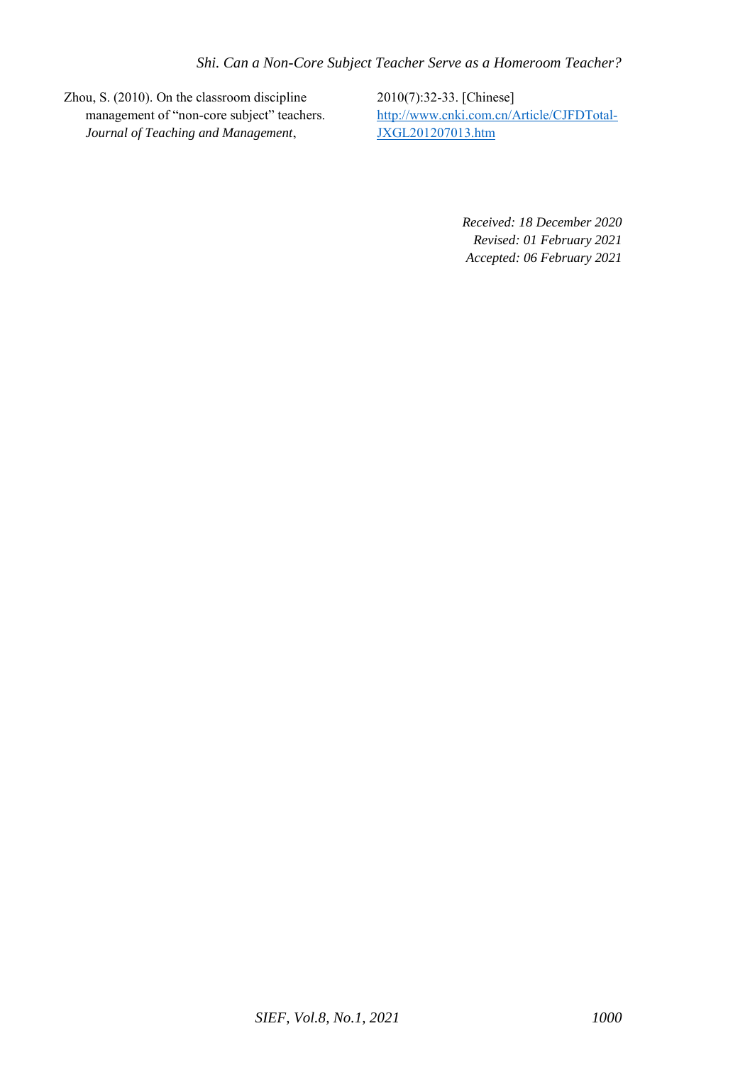Zhou, S. (2010). On the classroom discipline management of "non-core subject" teachers. *Journal of Teaching and Management*, 2010(7):32-33. [Chinese] http://www.cnki.com.cn/Article/CJFDTotal-JXGL201207013.htm

*Received: 18 December 2020*
*Revised: 01 February 2021*
*Accepted: 06 February 2021*